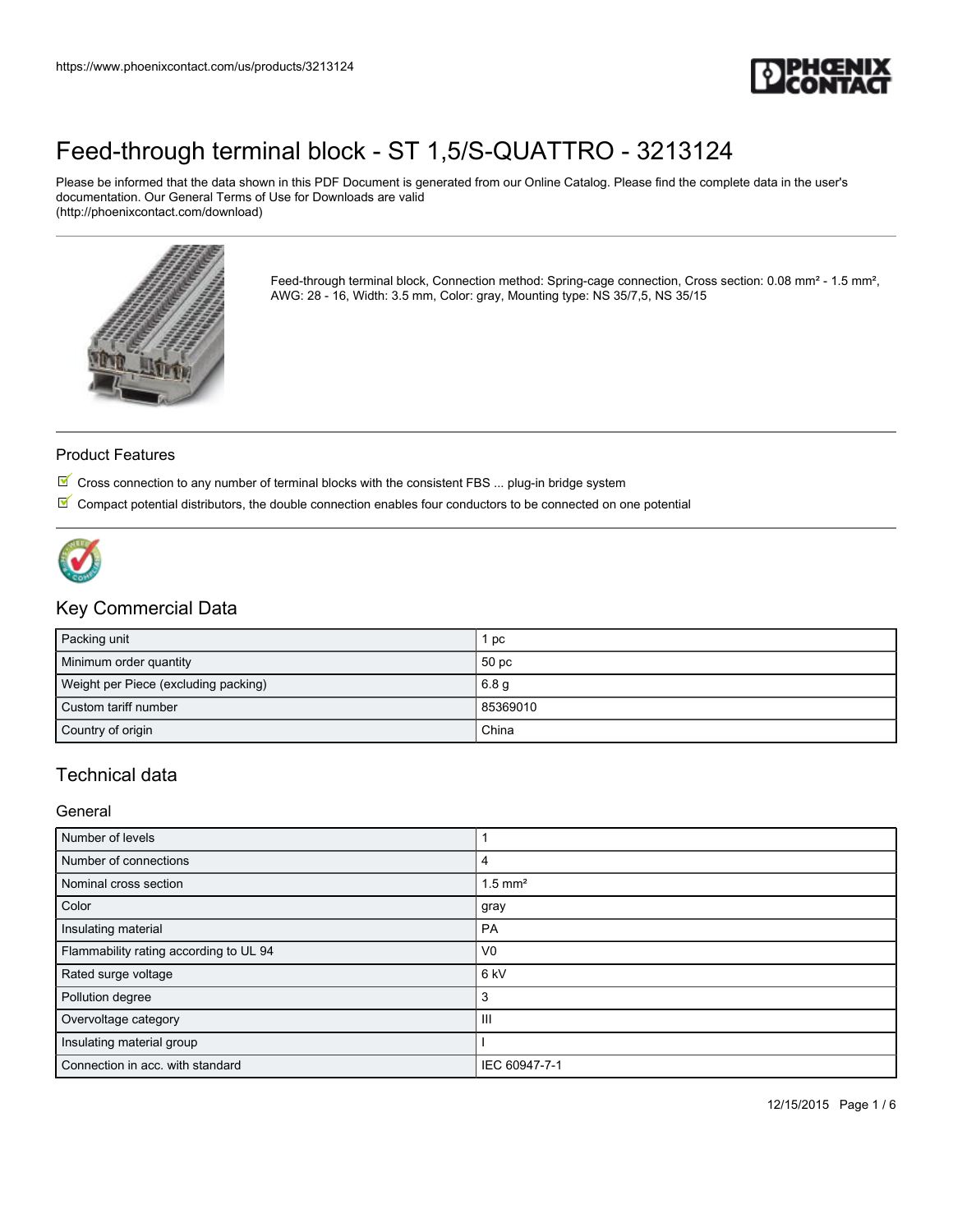# Feed-through terminal block - ST 1,5/S-QUATTRO - 3213124

Please be informed that the data shown in this PDF Document is generated from our Online Catalog. Please find the complete data in the user's documentation. Our General Terms of Use for Downloads are valid (http://phoenixcontact.com/download)

Feed-through terminal block, Connection method: Spring-cage connection, Cross section: 0.08 mm² - 1.5 mm², AWG: 28 - 16, Width: 3.5 mm, Color: gray, Mounting type: NS 35/7,5, NS 35/15

## Product Features

- Cross connection to any number of terminal blocks with the consistent FBS ... plug-in bridge system
- Compact potential distributors, the double connection enables four conductors to be connected on one potential

## Key Commercial Data

| | |
|---|---|
| Packing unit | 1 pc |
| Minimum order quantity | 50 pc |
| Weight per Piece (excluding packing) | 6.8 g |
| Custom tariff number | 85369010 |
| Country of origin | China |

## Technical data

### General

| | |
|---|---|
| Number of levels | 1 |
| Number of connections | 4 |
| Nominal cross section | 1.5 mm² |
| Color | gray |
| Insulating material | PA |
| Flammability rating according to UL 94 | V0 |
| Rated surge voltage | 6 kV |
| Pollution degree | 3 |
| Overvoltage category | III |
| Insulating material group | I |
| Connection in acc. with standard | IEC 60947-7-1 |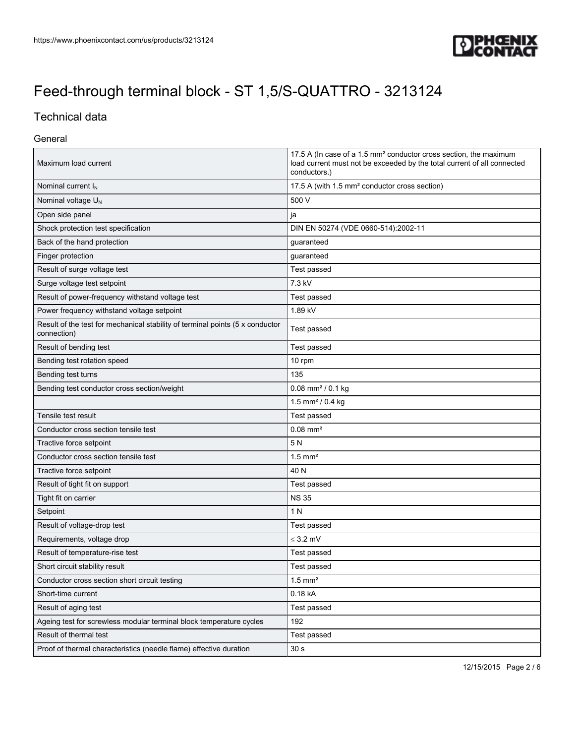// Feed-through terminal block - ST 1,5/S-QUATTRO - 3213124

## Technical data

### General

| | |
|---|---|
| Maximum load current | 17.5 A (In case of a 1.5 mm² conductor cross section, the maximum load current must not be exceeded by the total current of all connected conductors.) |
| Nominal current $I_N$ | 17.5 A (with 1.5 mm² conductor cross section) |
| Nominal voltage $U_N$ | 500 V |
| Open side panel | ja |
| Shock protection test specification | DIN EN 50274 (VDE 0660-514):2002-11 |
| Back of the hand protection | guaranteed |
| Finger protection | guaranteed |
| Result of surge voltage test | Test passed |
| Surge voltage test setpoint | 7.3 kV |
| Result of power-frequency withstand voltage test | Test passed |
| Power frequency withstand voltage setpoint | 1.89 kV |
| Result of the test for mechanical stability of terminal points (5 x conductor connection) | Test passed |
| Result of bending test | Test passed |
| Bending test rotation speed | 10 rpm |
| Bending test turns | 135 |
| Bending test conductor cross section/weight | 0.08 mm² / 0.1 kg |
| | 1.5 mm² / 0.4 kg |
| Tensile test result | Test passed |
| Conductor cross section tensile test | 0.08 mm² |
| Tractive force setpoint | 5 N |
| Conductor cross section tensile test | 1.5 mm² |
| Tractive force setpoint | 40 N |
| Result of tight fit on support | Test passed |
| Tight fit on carrier | NS 35 |
| Setpoint | 1 N |
| Result of voltage-drop test | Test passed |
| Requirements, voltage drop | ≤ 3.2 mV |
| Result of temperature-rise test | Test passed |
| Short circuit stability result | Test passed |
| Conductor cross section short circuit testing | 1.5 mm² |
| Short-time current | 0.18 kA |
| Result of aging test | Test passed |
| Ageing test for screwless modular terminal block temperature cycles | 192 |
| Result of thermal test | Test passed |
| Proof of thermal characteristics (needle flame) effective duration | 30 s |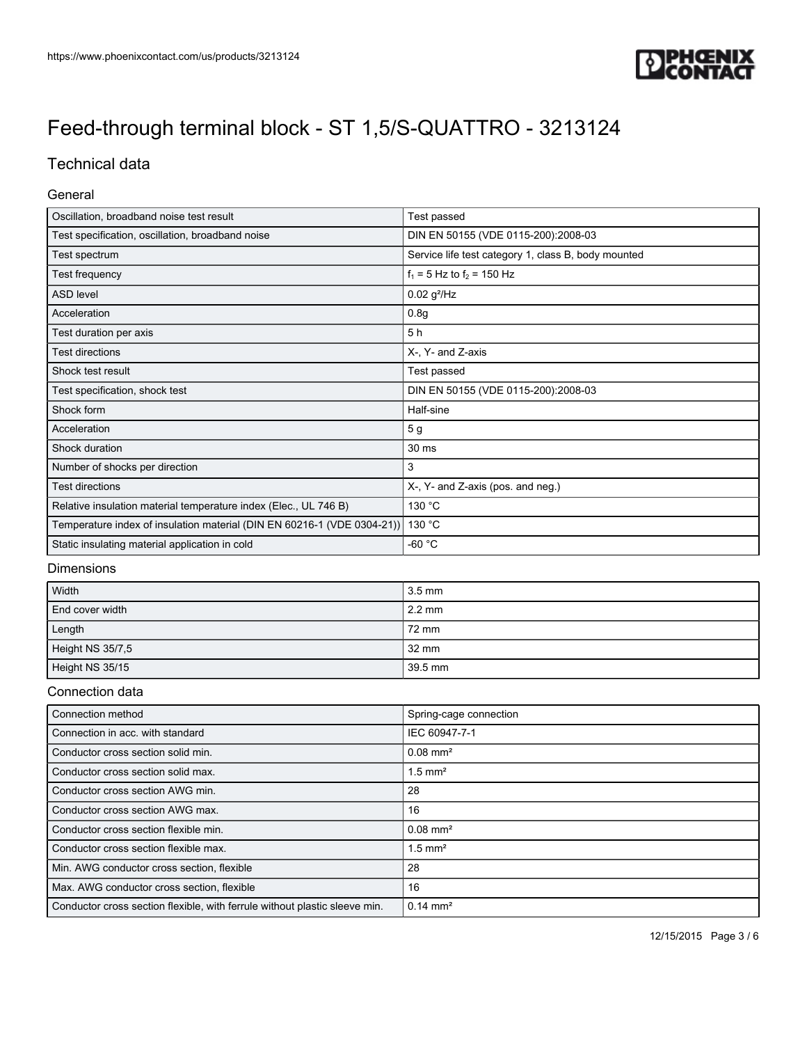# Feed-through terminal block - ST 1,5/S-QUATTRO - 3213124

## Technical data

### General

| | |
|---|---|
| Oscillation, broadband noise test result | Test passed |
| Test specification, oscillation, broadband noise | DIN EN 50155 (VDE 0115-200):2008-03 |
| Test spectrum | Service life test category 1, class B, body mounted |
| Test frequency | $f_1$ = 5 Hz to $f_2$ = 150 Hz |
| ASD level | 0.02 g²/Hz |
| Acceleration | 0.8g |
| Test duration per axis | 5 h |
| Test directions | X-, Y- and Z-axis |
| Shock test result | Test passed |
| Test specification, shock test | DIN EN 50155 (VDE 0115-200):2008-03 |
| Shock form | Half-sine |
| Acceleration | 5 g |
| Shock duration | 30 ms |
| Number of shocks per direction | 3 |
| Test directions | X-, Y- and Z-axis (pos. and neg.) |
| Relative insulation material temperature index (Elec., UL 746 B) | 130 °C |
| Temperature index of insulation material (DIN EN 60216-1 (VDE 0304-21)) | 130 °C |
| Static insulating material application in cold | -60 °C |

### Dimensions

| | |
|---|---|
| Width | 3.5 mm |
| End cover width | 2.2 mm |
| Length | 72 mm |
| Height NS 35/7,5 | 32 mm |
| Height NS 35/15 | 39.5 mm |

### Connection data

| | |
|---|---|
| Connection method | Spring-cage connection |
| Connection in acc. with standard | IEC 60947-7-1 |
| Conductor cross section solid min. | 0.08 mm² |
| Conductor cross section solid max. | 1.5 mm² |
| Conductor cross section AWG min. | 28 |
| Conductor cross section AWG max. | 16 |
| Conductor cross section flexible min. | 0.08 mm² |
| Conductor cross section flexible max. | 1.5 mm² |
| Min. AWG conductor cross section, flexible | 28 |
| Max. AWG conductor cross section, flexible | 16 |
| Conductor cross section flexible, with ferrule without plastic sleeve min. | 0.14 mm² |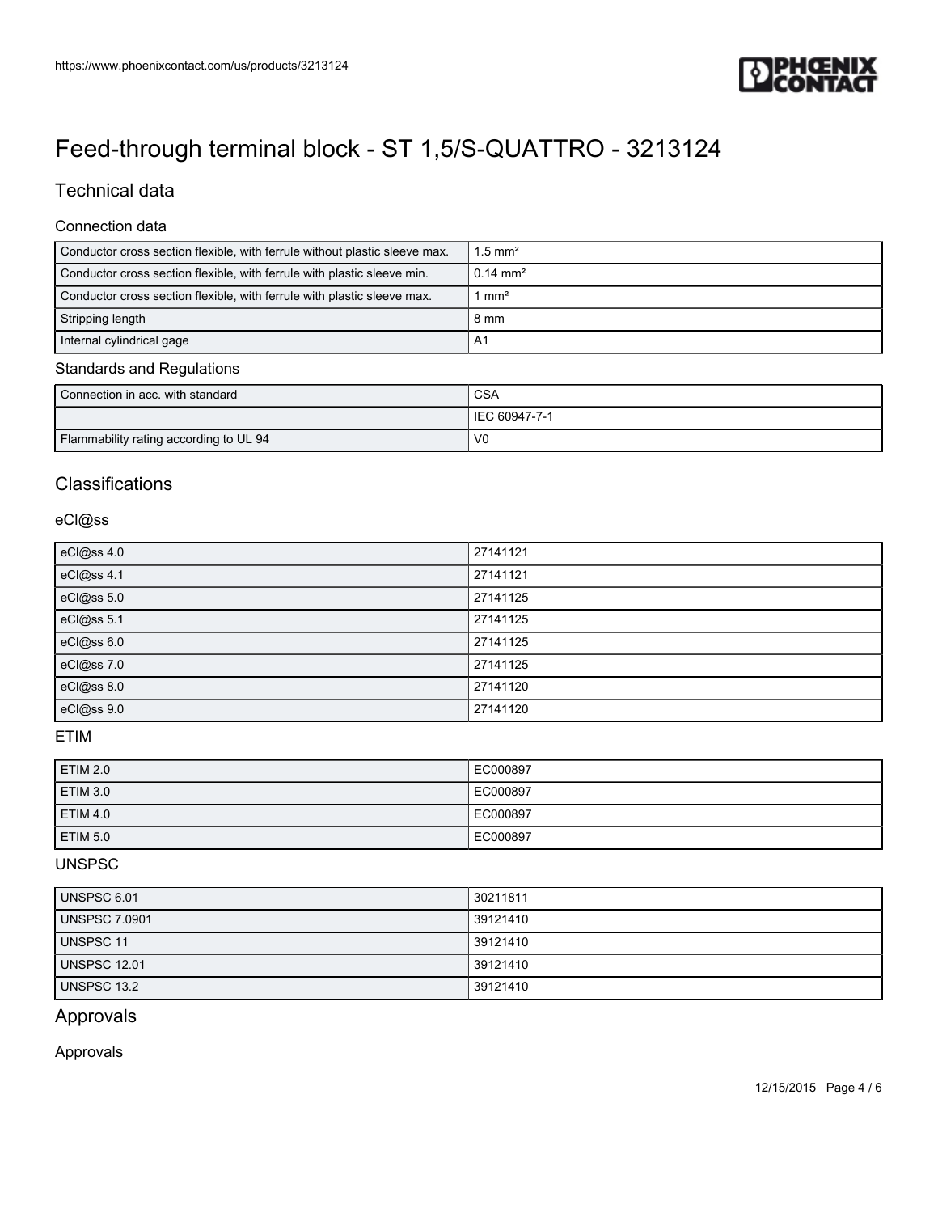# Feed-through terminal block - ST 1,5/S-QUATTRO - 3213124

## Technical data

### Connection data

| | |
|---|---|
| Conductor cross section flexible, with ferrule without plastic sleeve max. | 1.5 mm² |
| Conductor cross section flexible, with ferrule with plastic sleeve min. | 0.14 mm² |
| Conductor cross section flexible, with ferrule with plastic sleeve max. | 1 mm² |
| Stripping length | 8 mm |
| Internal cylindrical gage | A1 |

### Standards and Regulations

| | |
|---|---|
| Connection in acc. with standard | CSA |
| | IEC 60947-7-1 |
| Flammability rating according to UL 94 | V0 |

## Classifications

### eCl@ss

| | |
|---|---|
| eCl@ss 4.0 | 27141121 |
| eCl@ss 4.1 | 27141121 |
| eCl@ss 5.0 | 27141125 |
| eCl@ss 5.1 | 27141125 |
| eCl@ss 6.0 | 27141125 |
| eCl@ss 7.0 | 27141125 |
| eCl@ss 8.0 | 27141120 |
| eCl@ss 9.0 | 27141120 |

### ETIM

| | |
|---|---|
| ETIM 2.0 | EC000897 |
| ETIM 3.0 | EC000897 |
| ETIM 4.0 | EC000897 |
| ETIM 5.0 | EC000897 |

### UNSPSC

| | |
|---|---|
| UNSPSC 6.01 | 30211811 |
| UNSPSC 7.0901 | 39121410 |
| UNSPSC 11 | 39121410 |
| UNSPSC 12.01 | 39121410 |
| UNSPSC 13.2 | 39121410 |

## Approvals

### Approvals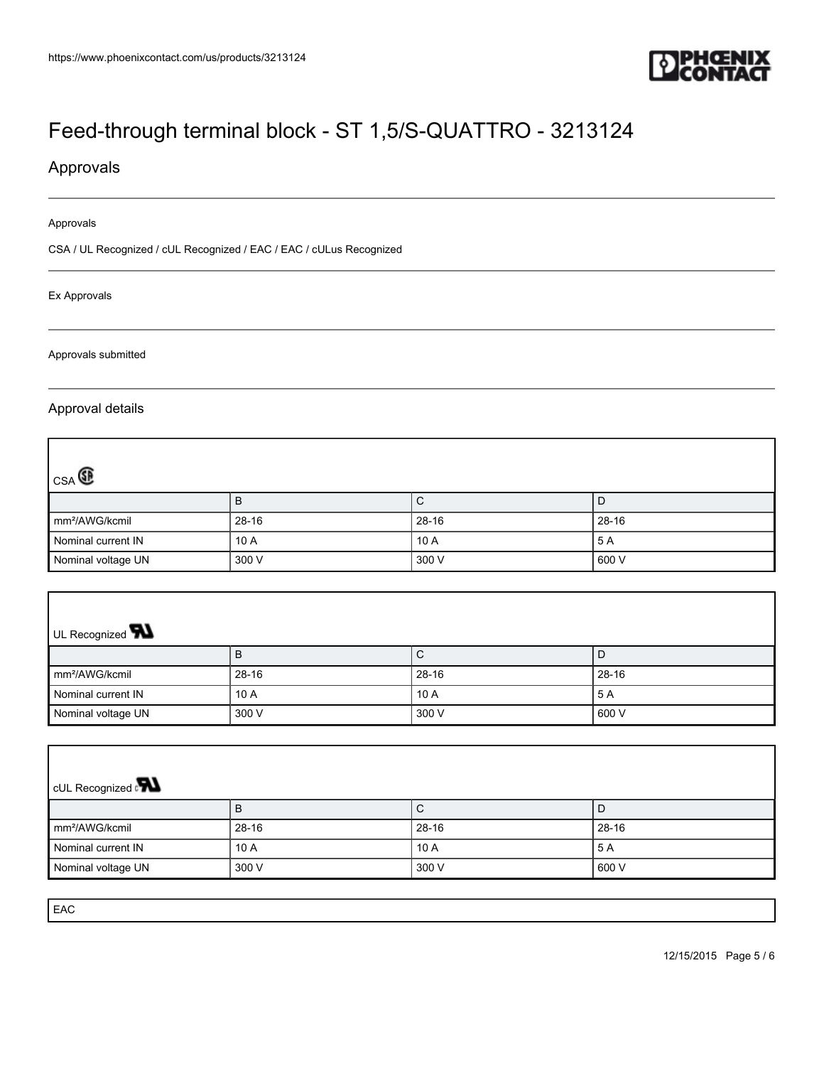# Feed-through terminal block - ST 1,5/S-QUATTRO - 3213124

## Approvals

Approvals

CSA / UL Recognized / cUL Recognized / EAC / EAC / cULus Recognized

Ex Approvals

Approvals submitted

### Approval details

CSA

| | B | C | D |
|---|---|---|---|
| mm²/AWG/kcmil | 28-16 | 28-16 | 28-16 |
| Nominal current IN | 10 A | 10 A | 5 A |
| Nominal voltage UN | 300 V | 300 V | 600 V |

UL Recognized

| | B | C | D |
|---|---|---|---|
| mm²/AWG/kcmil | 28-16 | 28-16 | 28-16 |
| Nominal current IN | 10 A | 10 A | 5 A |
| Nominal voltage UN | 300 V | 300 V | 600 V |

cUL Recognized

| | B | C | D |
|---|---|---|---|
| mm²/AWG/kcmil | 28-16 | 28-16 | 28-16 |
| Nominal current IN | 10 A | 10 A | 5 A |
| Nominal voltage UN | 300 V | 300 V | 600 V |

EAC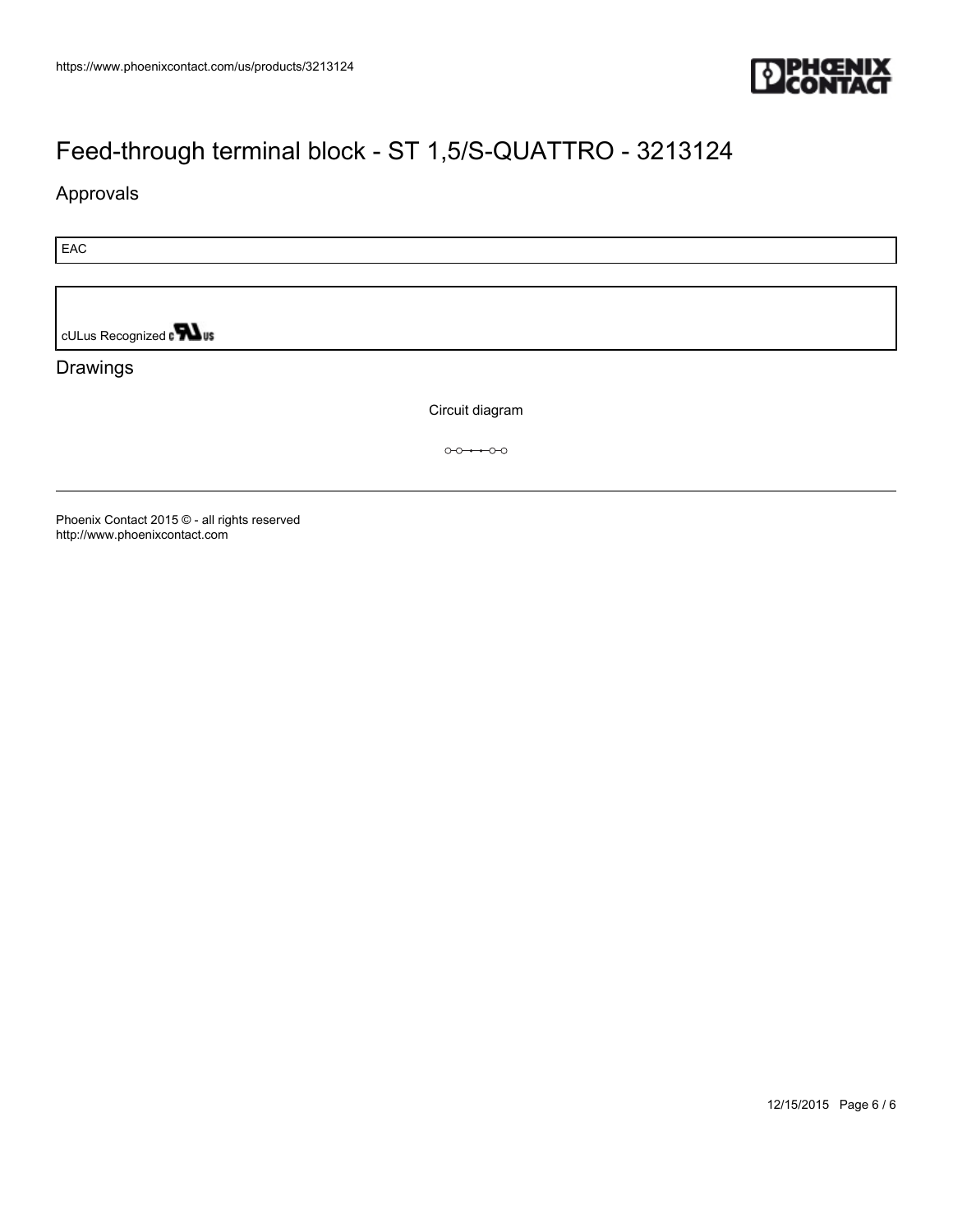# Feed-through terminal block - ST 1,5/S-QUATTRO - 3213124

## Approvals

EAC

cULus Recognized

## Drawings

Circuit diagram

Phoenix Contact 2015 © - all rights reserved
http://www.phoenixcontact.com